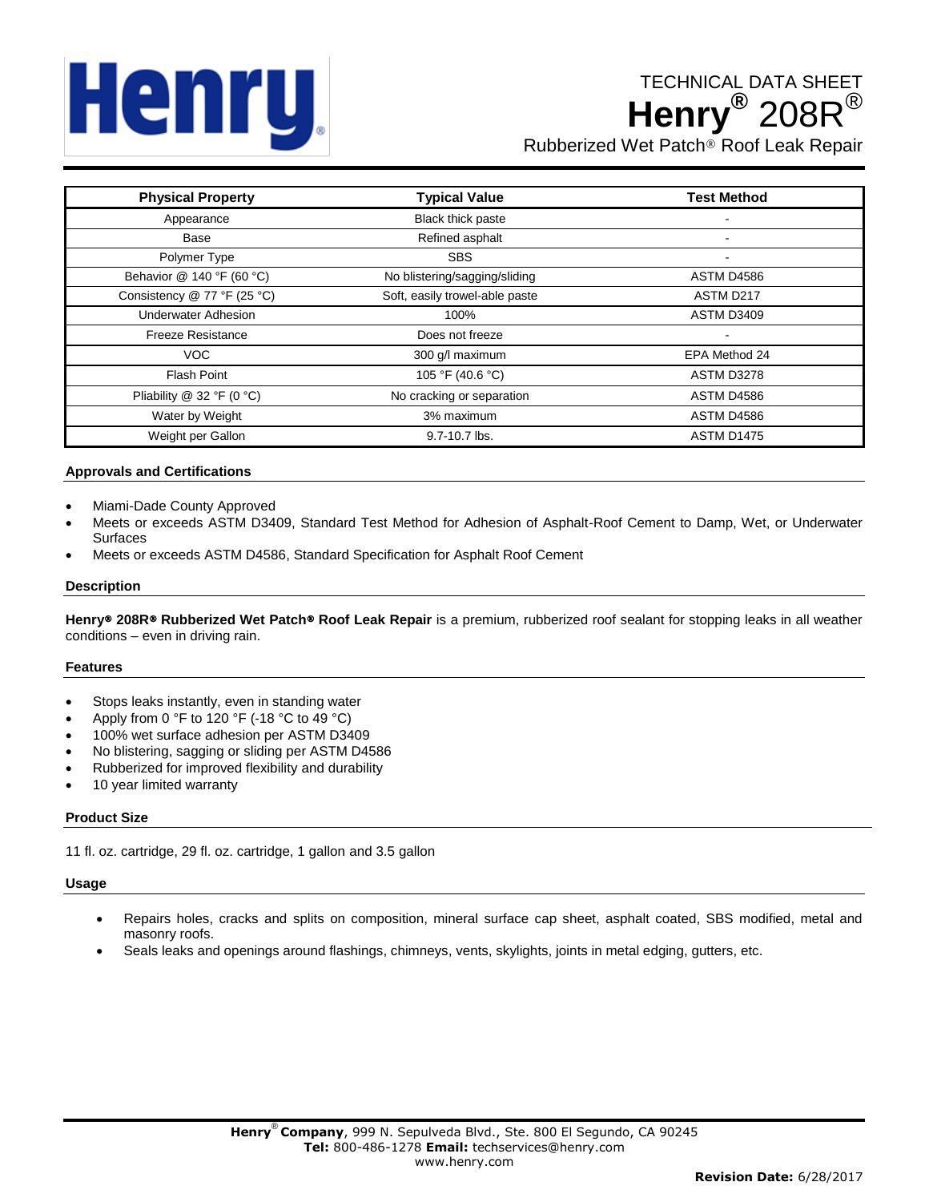TECHNICAL DATA SHEET

# Henry® 208R®

## Rubberized Wet Patch® Roof Leak Repair

| Physical Property | Typical Value | Test Method |
|---|---|---|
| Appearance | Black thick paste | - |
| Base | Refined asphalt | - |
| Polymer Type | SBS | - |
| Behavior @ 140 °F (60 °C) | No blistering/sagging/sliding | ASTM D4586 |
| Consistency @ 77 °F (25 °C) | Soft, easily trowel-able paste | ASTM D217 |
| Underwater Adhesion | 100% | ASTM D3409 |
| Freeze Resistance | Does not freeze | - |
| VOC | 300 g/l maximum | EPA Method 24 |
| Flash Point | 105 °F (40.6 °C) | ASTM D3278 |
| Pliability @ 32 °F (0 °C) | No cracking or separation | ASTM D4586 |
| Water by Weight | 3% maximum | ASTM D4586 |
| Weight per Gallon | 9.7-10.7 lbs. | ASTM D1475 |

### Approvals and Certifications

- Miami-Dade County Approved
- Meets or exceeds ASTM D3409, Standard Test Method for Adhesion of Asphalt-Roof Cement to Damp, Wet, or Underwater Surfaces
- Meets or exceeds ASTM D4586, Standard Specification for Asphalt Roof Cement

### Description

**Henry® 208R® Rubberized Wet Patch® Roof Leak Repair** is a premium, rubberized roof sealant for stopping leaks in all weather conditions – even in driving rain.

### Features

- Stops leaks instantly, even in standing water
- Apply from 0 °F to 120 °F (-18 °C to 49 °C)
- 100% wet surface adhesion per ASTM D3409
- No blistering, sagging or sliding per ASTM D4586
- Rubberized for improved flexibility and durability
- 10 year limited warranty

### Product Size

11 fl. oz. cartridge, 29 fl. oz. cartridge, 1 gallon and 3.5 gallon

### Usage

- Repairs holes, cracks and splits on composition, mineral surface cap sheet, asphalt coated, SBS modified, metal and masonry roofs.
- Seals leaks and openings around flashings, chimneys, vents, skylights, joints in metal edging, gutters, etc.

**Henry® Company**, 999 N. Sepulveda Blvd., Ste. 800 El Segundo, CA 90245
**Tel:** 800-486-1278 **Email:** techservices@henry.com
www.henry.com

**Revision Date:** 6/28/2017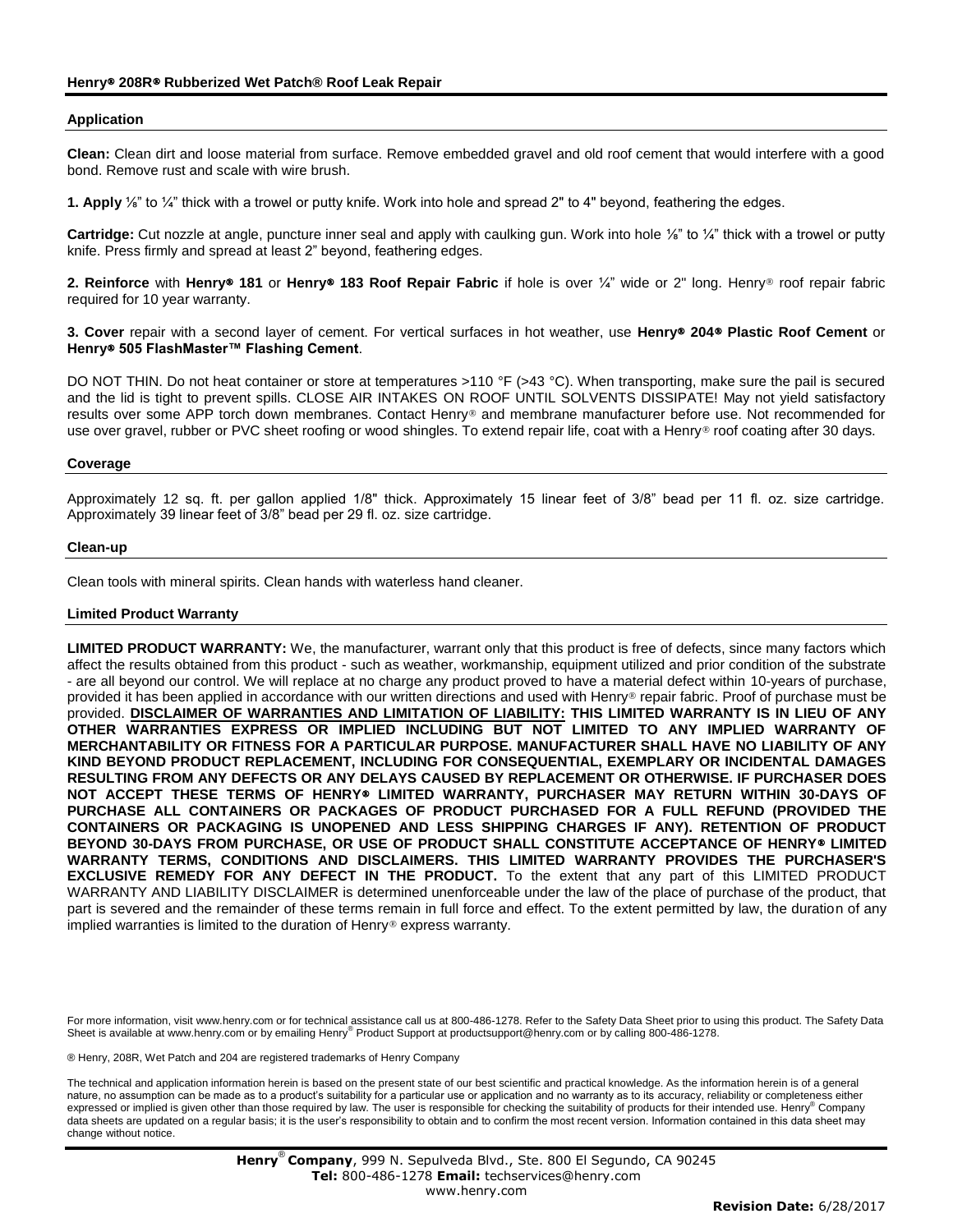**Henry® 208R® Rubberized Wet Patch® Roof Leak Repair**

## Application

**Clean:** Clean dirt and loose material from surface. Remove embedded gravel and old roof cement that would interfere with a good bond. Remove rust and scale with wire brush.

**1. Apply** ⅛" to ¼" thick with a trowel or putty knife. Work into hole and spread 2" to 4" beyond, feathering the edges.

**Cartridge:** Cut nozzle at angle, puncture inner seal and apply with caulking gun. Work into hole ⅛" to ¼" thick with a trowel or putty knife. Press firmly and spread at least 2" beyond, feathering edges.

**2. Reinforce** with **Henry® 181** or **Henry® 183 Roof Repair Fabric** if hole is over ¼" wide or 2" long. Henry® roof repair fabric required for 10 year warranty.

**3. Cover** repair with a second layer of cement. For vertical surfaces in hot weather, use **Henry® 204® Plastic Roof Cement** or **Henry® 505 FlashMaster™ Flashing Cement**.

DO NOT THIN. Do not heat container or store at temperatures >110 °F (>43 °C). When transporting, make sure the pail is secured and the lid is tight to prevent spills. CLOSE AIR INTAKES ON ROOF UNTIL SOLVENTS DISSIPATE! May not yield satisfactory results over some APP torch down membranes. Contact Henry® and membrane manufacturer before use. Not recommended for use over gravel, rubber or PVC sheet roofing or wood shingles. To extend repair life, coat with a Henry® roof coating after 30 days.

## Coverage

Approximately 12 sq. ft. per gallon applied 1/8" thick. Approximately 15 linear feet of 3/8" bead per 11 fl. oz. size cartridge. Approximately 39 linear feet of 3/8" bead per 29 fl. oz. size cartridge.

## Clean-up

Clean tools with mineral spirits. Clean hands with waterless hand cleaner.

## Limited Product Warranty

**LIMITED PRODUCT WARRANTY:** We, the manufacturer, warrant only that this product is free of defects, since many factors which affect the results obtained from this product - such as weather, workmanship, equipment utilized and prior condition of the substrate - are all beyond our control. We will replace at no charge any product proved to have a material defect within 10-years of purchase, provided it has been applied in accordance with our written directions and used with Henry® repair fabric. Proof of purchase must be provided. **DISCLAIMER OF WARRANTIES AND LIMITATION OF LIABILITY: THIS LIMITED WARRANTY IS IN LIEU OF ANY OTHER WARRANTIES EXPRESS OR IMPLIED INCLUDING BUT NOT LIMITED TO ANY IMPLIED WARRANTY OF MERCHANTABILITY OR FITNESS FOR A PARTICULAR PURPOSE. MANUFACTURER SHALL HAVE NO LIABILITY OF ANY KIND BEYOND PRODUCT REPLACEMENT, INCLUDING FOR CONSEQUENTIAL, EXEMPLARY OR INCIDENTAL DAMAGES RESULTING FROM ANY DEFECTS OR ANY DELAYS CAUSED BY REPLACEMENT OR OTHERWISE. IF PURCHASER DOES NOT ACCEPT THESE TERMS OF HENRY® LIMITED WARRANTY, PURCHASER MAY RETURN WITHIN 30-DAYS OF PURCHASE ALL CONTAINERS OR PACKAGES OF PRODUCT PURCHASED FOR A FULL REFUND (PROVIDED THE CONTAINERS OR PACKAGING IS UNOPENED AND LESS SHIPPING CHARGES IF ANY). RETENTION OF PRODUCT BEYOND 30-DAYS FROM PURCHASE, OR USE OF PRODUCT SHALL CONSTITUTE ACCEPTANCE OF HENRY® LIMITED WARRANTY TERMS, CONDITIONS AND DISCLAIMERS. THIS LIMITED WARRANTY PROVIDES THE PURCHASER'S EXCLUSIVE REMEDY FOR ANY DEFECT IN THE PRODUCT.** To the extent that any part of this LIMITED PRODUCT WARRANTY AND LIABILITY DISCLAIMER is determined unenforceable under the law of the place of purchase of the product, that part is severed and the remainder of these terms remain in full force and effect. To the extent permitted by law, the duration of any implied warranties is limited to the duration of Henry® express warranty.

For more information, visit www.henry.com or for technical assistance call us at 800-486-1278. Refer to the Safety Data Sheet prior to using this product. The Safety Data Sheet is available at www.henry.com or by emailing Henry® Product Support at productsupport@henry.com or by calling 800-486-1278.

® Henry, 208R, Wet Patch and 204 are registered trademarks of Henry Company

The technical and application information herein is based on the present state of our best scientific and practical knowledge. As the information herein is of a general nature, no assumption can be made as to a product's suitability for a particular use or application and no warranty as to its accuracy, reliability or completeness either expressed or implied is given other than those required by law. The user is responsible for checking the suitability of products for their intended use. Henry® Company data sheets are updated on a regular basis; it is the user's responsibility to obtain and to confirm the most recent version. Information contained in this data sheet may change without notice.

**Henry® Company**, 999 N. Sepulveda Blvd., Ste. 800 El Segundo, CA 90245
**Tel:** 800-486-1278 **Email:** techservices@henry.com
www.henry.com

**Revision Date:** 6/28/2017